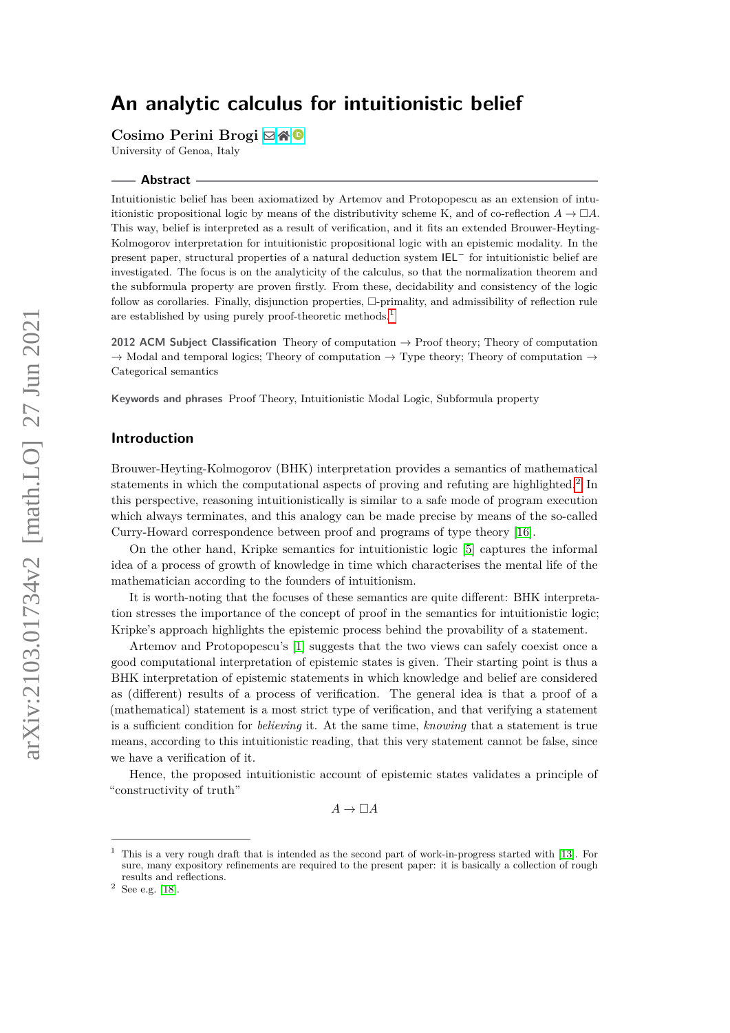# An analytic calculus for intuitionistic belief

**Cosimo Perini Brogi**

University of Genoa, Italy

## Abstract

Intuitionistic belief has been axiomatized by Artemov and Protopopescu as an extension of intuitionistic propositional logic by means of the distributivity scheme K, and of co-reflection $A \to \Box A$. This way, belief is interpreted as a result of verification, and it fits an extended Brouwer-Heyting-Kolmogorov interpretation for intuitionistic propositional logic with an epistemic modality. In the present paper, structural properties of a natural deduction system $\mathsf{IEL}^-$ for intuitionistic belief are investigated. The focus is on the analyticity of the calculus, so that the normalization theorem and the subformula property are proven firstly. From these, decidability and consistency of the logic follow as corollaries. Finally, disjunction properties, $\Box$-primality, and admissibility of reflection rule are established by using purely proof-theoretic methods.[1]

**2012 ACM Subject Classification** Theory of computation → Proof theory; Theory of computation → Modal and temporal logics; Theory of computation → Type theory; Theory of computation → Categorical semantics

**Keywords and phrases** Proof Theory, Intuitionistic Modal Logic, Subformula property

## Introduction

Brouwer-Heyting-Kolmogorov (BHK) interpretation provides a semantics of mathematical statements in which the computational aspects of proving and refuting are highlighted.[2] In this perspective, reasoning intuitionistically is similar to a safe mode of program execution which always terminates, and this analogy can be made precise by means of the so-called Curry-Howard correspondence between proof and programs of type theory [16].

On the other hand, Kripke semantics for intuitionistic logic [5] captures the informal idea of a process of growth of knowledge in time which characterises the mental life of the mathematician according to the founders of intuitionism.

It is worth-noting that the focuses of these semantics are quite different: BHK interpretation stresses the importance of the concept of proof in the semantics for intuitionistic logic; Kripke's approach highlights the epistemic process behind the provability of a statement.

Artemov and Protopopescu's [1] suggests that the two views can safely coexist once a good computational interpretation of epistemic states is given. Their starting point is thus a BHK interpretation of epistemic statements in which knowledge and belief are considered as (different) results of a process of verification. The general idea is that a proof of a (mathematical) statement is a most strict type of verification, and that verifying a statement is a sufficient condition for *believing* it. At the same time, *knowing* that a statement is true means, according to this intuitionistic reading, that this very statement cannot be false, since we have a verification of it.

Hence, the proposed intuitionistic account of epistemic states validates a principle of "constructivity of truth"

$$A \to \Box A$$

[1] This is a very rough draft that is intended as the second part of work-in-progress started with [13]. For sure, many expository refinements are required to the present paper: it is basically a collection of rough results and reflections.

[2] See e.g. [18].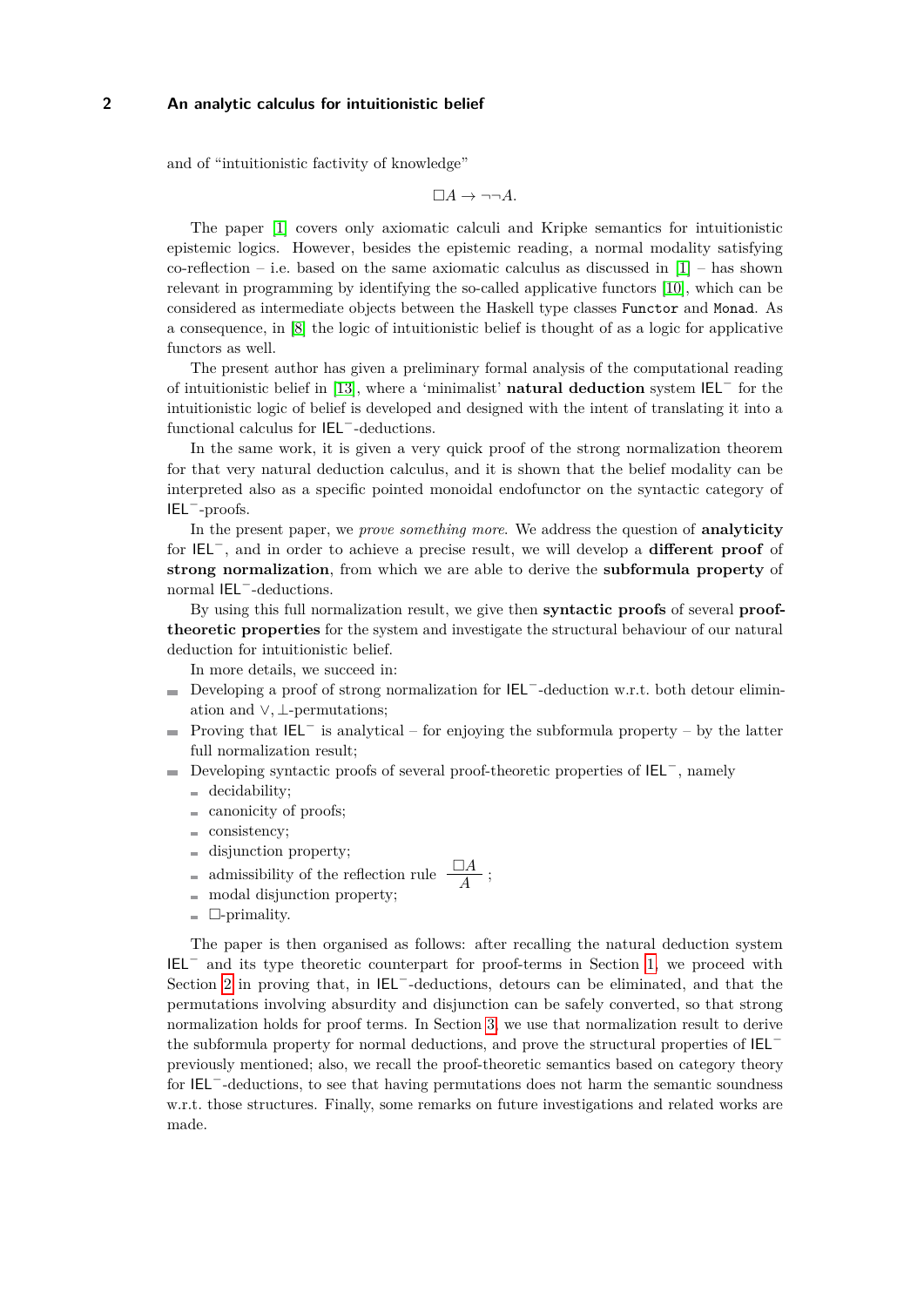and of "intuitionistic factivity of knowledge"

$$\Box A \to \neg\neg A.$$

The paper [1] covers only axiomatic calculi and Kripke semantics for intuitionistic epistemic logics. However, besides the epistemic reading, a normal modality satisfying co-reflection – i.e. based on the same axiomatic calculus as discussed in [1] – has shown relevant in programming by identifying the so-called applicative functors [10], which can be considered as intermediate objects between the Haskell type classes `Functor` and `Monad`. As a consequence, in [8] the logic of intuitionistic belief is thought of as a logic for applicative functors as well.

The present author has given a preliminary formal analysis of the computational reading of intuitionistic belief in [13], where a 'minimalist' **natural deduction** system $\mathsf{IEL}^-$ for the intuitionistic logic of belief is developed and designed with the intent of translating it into a functional calculus for $\mathsf{IEL}^-$-deductions.

In the same work, it is given a very quick proof of the strong normalization theorem for that very natural deduction calculus, and it is shown that the belief modality can be interpreted also as a specific pointed monoidal endofunctor on the syntactic category of $\mathsf{IEL}^-$-proofs.

In the present paper, we *prove something more*. We address the question of **analyticity** for $\mathsf{IEL}^-$, and in order to achieve a precise result, we will develop a **different proof** of **strong normalization**, from which we are able to derive the **subformula property** of normal $\mathsf{IEL}^-$-deductions.

By using this full normalization result, we give then **syntactic proofs** of several **proof-theoretic properties** for the system and investigate the structural behaviour of our natural deduction for intuitionistic belief.

In more details, we succeed in:

- Developing a proof of strong normalization for $\mathsf{IEL}^-$-deduction w.r.t. both detour elimination and $\vee, \bot$-permutations;
- Proving that $\mathsf{IEL}^-$ is analytical – for enjoying the subformula property – by the latter full normalization result;
- Developing syntactic proofs of several proof-theoretic properties of $\mathsf{IEL}^-$, namely
  - decidability;
  - canonicity of proofs;
  - consistency;
  - disjunction property;
  - admissibility of the reflection rule $\dfrac{\Box A}{A}$;
  - modal disjunction property;
  - $\Box$-primality.

The paper is then organised as follows: after recalling the natural deduction system $\mathsf{IEL}^-$ and its type theoretic counterpart for proof-terms in Section 1, we proceed with Section 2 in proving that, in $\mathsf{IEL}^-$-deductions, detours can be eliminated, and that the permutations involving absurdity and disjunction can be safely converted, so that strong normalization holds for proof terms. In Section 3, we use that normalization result to derive the subformula property for normal deductions, and prove the structural properties of $\mathsf{IEL}^-$ previously mentioned; also, we recall the proof-theoretic semantics based on category theory for $\mathsf{IEL}^-$-deductions, to see that having permutations does not harm the semantic soundness w.r.t. those structures. Finally, some remarks on future investigations and related works are made.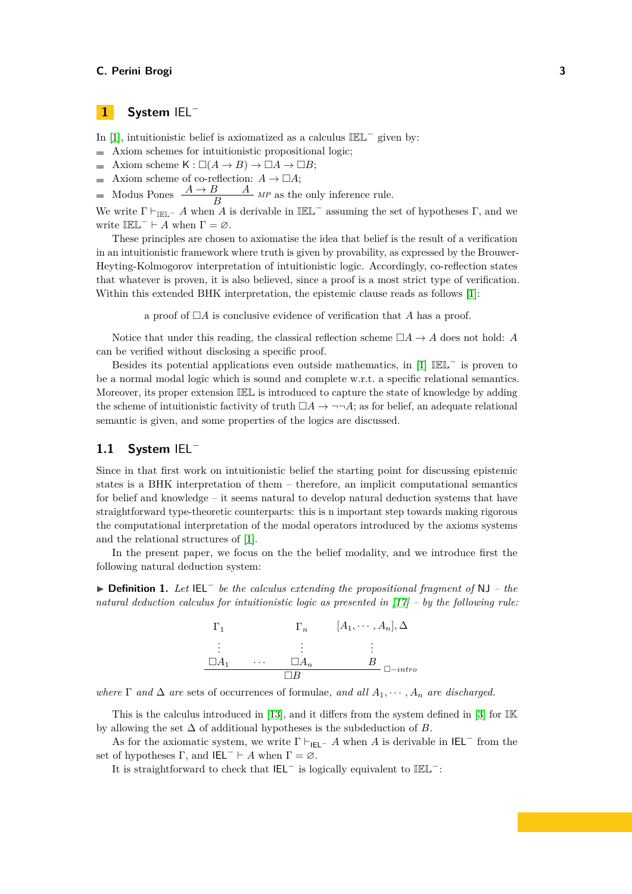# 1 System $\mathsf{IEL}^-$

In [1], intuitionistic belief is axiomatized as a calculus $\mathbb{IEL}^-$ given by:

- Axiom schemes for intuitionistic propositional logic;
- Axiom scheme $\mathsf{K}: \Box(A \to B) \to \Box A \to \Box B$;
- Axiom scheme of co-reflection: $A \to \Box A$;
- Modus Pones $\dfrac{A \to B \qquad A}{B}\ {\scriptstyle MP}$ as the only inference rule.

We write $\Gamma \vdash_{\mathbb{IEL}^-} A$ when $A$ is derivable in $\mathbb{IEL}^-$ assuming the set of hypotheses $\Gamma$, and we write $\mathbb{IEL}^- \vdash A$ when $\Gamma = \varnothing$.

These principles are chosen to axiomatise the idea that belief is the result of a verification in an intuitionistic framework where truth is given by provability, as expressed by the Brouwer-Heyting-Kolmogorov interpretation of intuitionistic logic. Accordingly, co-reflection states that whatever is proven, it is also believed, since a proof is a most strict type of verification. Within this extended BHK interpretation, the epistemic clause reads as follows [1]:

a proof of $\Box A$ is conclusive evidence of verification that $A$ has a proof.

Notice that under this reading, the classical reflection scheme $\Box A \to A$ does not hold: $A$ can be verified without disclosing a specific proof.

Besides its potential applications even outside mathematics, in [1] $\mathbb{IEL}^-$ is proven to be a normal modal logic which is sound and complete w.r.t. a specific relational semantics. Moreover, its proper extension $\mathbb{IEL}$ is introduced to capture the state of knowledge by adding the scheme of intuitionistic factivity of truth $\Box A \to \neg\neg A$; as for belief, an adequate relational semantic is given, and some properties of the logics are discussed.

## 1.1 System $\mathsf{IEL}^-$

Since in that first work on intuitionistic belief the starting point for discussing epistemic states is a BHK interpretation of them – therefore, an implicit computational semantics for belief and knowledge – it seems natural to develop natural deduction systems that have straightforward type-theoretic counterparts: this is n important step towards making rigorous the computational interpretation of the modal operators introduced by the axioms systems and the relational structures of [1].

In the present paper, we focus on the the belief modality, and we introduce first the following natural deduction system:

**▶ Definition 1.** *Let $\mathsf{IEL}^-$ be the calculus extending the propositional fragment of* $\mathsf{NJ}$ *– the natural deduction calculus for intuitionistic logic as presented in [17] – by the following rule:*

$$\dfrac{\begin{array}{c}\Gamma_1\\ \vdots \\ \Box A_1\end{array} \quad \cdots \quad \begin{array}{c}\Gamma_n\\ \vdots \\ \Box A_n\end{array} \qquad \begin{array}{c}[A_1, \cdots, A_n], \Delta\\ \vdots \\ B\end{array}}{\Box B}\ \Box\text{-}intro$$

*where $\Gamma$ and $\Delta$ are* sets of occurrences of formulae, *and all $A_1, \cdots, A_n$ are discharged.*

This is the calculus introduced in [13], and it differs from the system defined in [3] for $\mathbb{IK}$ by allowing the set $\Delta$ of additional hypotheses is the subdeduction of $B$.

As for the axiomatic system, we write $\Gamma \vdash_{\mathsf{IEL}^-} A$ when $A$ is derivable in $\mathsf{IEL}^-$ from the set of hypotheses $\Gamma$, and $\mathsf{IEL}^- \vdash A$ when $\Gamma = \varnothing$.

It is straightforward to check that $\mathsf{IEL}^-$ is logically equivalent to $\mathbb{IEL}^-$: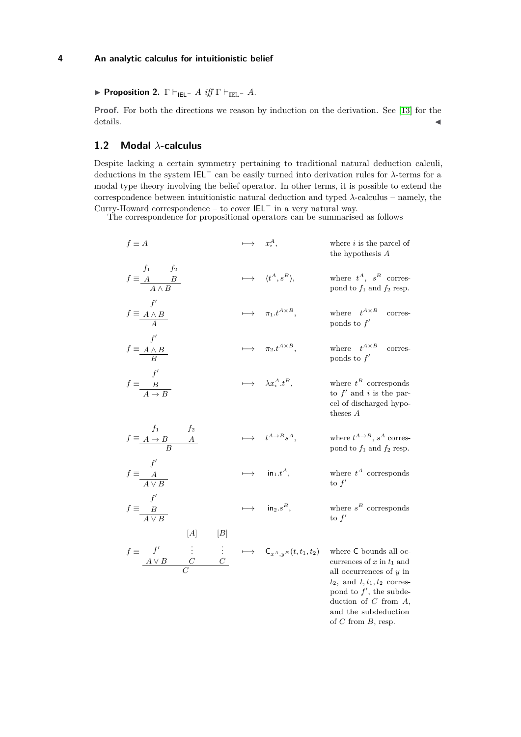▶ **Proposition 2.** $\Gamma \vdash_{\mathsf{IEL}^-} A$ *iff* $\Gamma \vdash_{\mathbb{IEL}^-} A$.

**Proof.** For both the directions we reason by induction on the derivation. See [13] for the details. ◀

## 1.2 Modal $\lambda$-calculus

Despite lacking a certain symmetry pertaining to traditional natural deduction calculi, deductions in the system $\mathsf{IEL}^-$ can be easily turned into derivation rules for $\lambda$-terms for a modal type theory involving the belief operator. In other terms, it is possible to extend the correspondence between intuitionistic natural deduction and typed $\lambda$-calculus – namely, the Curry-Howard correspondence – to cover $\mathsf{IEL}^-$ in a very natural way.

The correspondence for propositional operators can be summarised as follows

$$f \equiv A \quad \longmapsto \quad x_i^A,$$
where $i$ is the parcel of the hypothesis $A$

$$f \equiv \dfrac{\begin{array}{cc} f_1 & f_2 \\ A & B \end{array}}{A \wedge B} \quad \longmapsto \quad \langle t^A, s^B \rangle,$$
where $t^A$, $s^B$ correspond to $f_1$ and $f_2$ resp.

$$f \equiv \dfrac{\begin{array}{c} f' \\ A \wedge B \end{array}}{A} \quad \longmapsto \quad \pi_1.t^{A \times B},$$
where $t^{A \times B}$ corresponds to $f'$

$$f \equiv \dfrac{\begin{array}{c} f' \\ A \wedge B \end{array}}{B} \quad \longmapsto \quad \pi_2.t^{A \times B},$$
where $t^{A \times B}$ corresponds to $f'$

$$f \equiv \dfrac{\begin{array}{c} f' \\ B \end{array}}{A \to B} \quad \longmapsto \quad \lambda x_i^A.t^B,$$
where $t^B$ corresponds to $f'$ and $i$ is the parcel of discharged hypotheses $A$

$$f \equiv \dfrac{\begin{array}{cc} f_1 & f_2 \\ A \to B & A \end{array}}{B} \quad \longmapsto \quad t^{A \to B} s^A,$$
where $t^{A \to B}$, $s^A$ correspond to $f_1$ and $f_2$ resp.

$$f \equiv \dfrac{\begin{array}{c} f' \\ A \end{array}}{A \vee B} \quad \longmapsto \quad \mathsf{in}_1.t^A,$$
where $t^A$ corresponds to $f'$

$$f \equiv \dfrac{\begin{array}{c} f' \\ B \end{array}}{A \vee B} \quad \longmapsto \quad \mathsf{in}_2.s^B,$$
where $s^B$ corresponds to $f'$

$$f \equiv \dfrac{\begin{array}{ccc} & [A] & [B] \\ f' & \vdots & \vdots \\ A \vee B & C & C \end{array}}{C} \quad \longmapsto \quad \mathsf{C}_{x^A, y^B}(t, t_1, t_2)$$
where $\mathsf{C}$ bounds all occurrences of $x$ in $t_1$ and all occurrences of $y$ in $t_2$, and $t, t_1, t_2$ correspond to $f'$, the subdeduction of $C$ from $A$, and the subdeduction of $C$ from $B$, resp.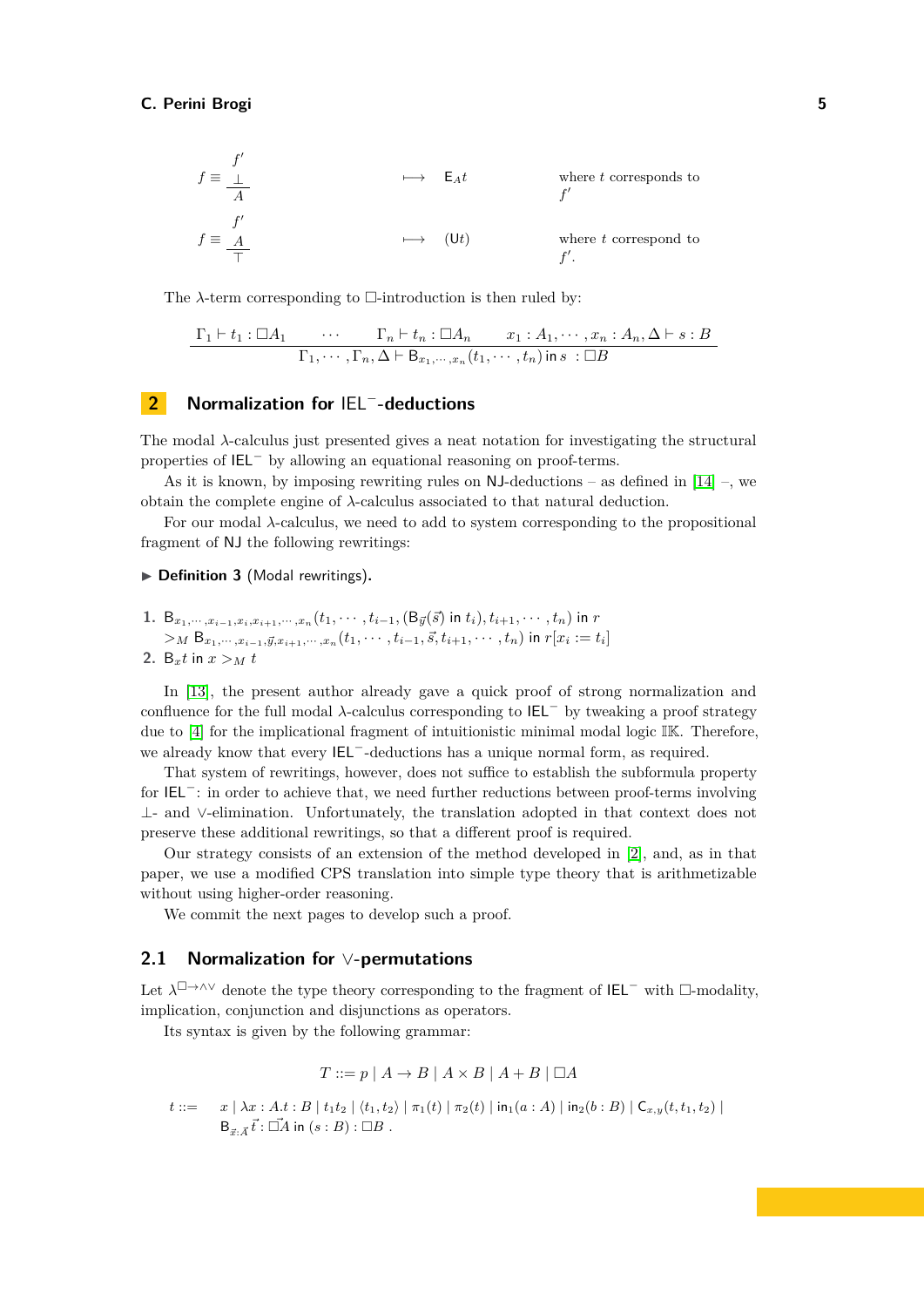$$f \equiv \dfrac{\overset{f'}{\bot}}{A} \qquad \longmapsto \qquad \mathsf{E}_A t \qquad \text{where } t \text{ corresponds to } f'$$

$$f \equiv \dfrac{\overset{f'}{A}}{\top} \qquad \longmapsto \qquad (\mathsf{U} t) \qquad \text{where } t \text{ correspond to } f'.$$

The $\lambda$-term corresponding to $\Box$-introduction is then ruled by:

$$\dfrac{\Gamma_1 \vdash t_1 : \Box A_1 \qquad \cdots \qquad \Gamma_n \vdash t_n : \Box A_n \qquad x_1 : A_1, \cdots, x_n : A_n, \Delta \vdash s : B}{\Gamma_1, \cdots, \Gamma_n, \Delta \vdash \mathsf{B}_{x_1,\cdots,x_n}(t_1, \cdots, t_n) \text{ in } s \ : \Box B}$$

## 2 Normalization for $\mathsf{IEL}^-$-deductions

The modal $\lambda$-calculus just presented gives a neat notation for investigating the structural properties of $\mathsf{IEL}^-$ by allowing an equational reasoning on proof-terms.

As it is known, by imposing rewriting rules on NJ-deductions – as defined in [14] –, we obtain the complete engine of $\lambda$-calculus associated to that natural deduction.

For our modal $\lambda$-calculus, we need to add to system corresponding to the propositional fragment of NJ the following rewritings:

▶ **Definition 3** (Modal rewritings)**.**

1. $\mathsf{B}_{x_1,\cdots,x_{i-1},x_i,x_{i+1},\cdots,x_n}(t_1, \cdots, t_{i-1}, (\mathsf{B}_{\vec{y}}(\vec{s}) \text{ in } t_i), t_{i+1}, \cdots, t_n) \text{ in } r$
   $>_M \mathsf{B}_{x_1,\cdots,x_{i-1},\vec{y},x_{i+1},\cdots,x_n}(t_1, \cdots, t_{i-1}, \vec{s}, t_{i+1}, \cdots, t_n) \text{ in } r[x_i := t_i]$
2. $\mathsf{B}_x t \text{ in } x >_M t$

In [13], the present author already gave a quick proof of strong normalization and confluence for the full modal $\lambda$-calculus corresponding to $\mathsf{IEL}^-$ by tweaking a proof strategy due to [4] for the implicational fragment of intuitionistic minimal modal logic $\mathbb{IK}$. Therefore, we already know that every $\mathsf{IEL}^-$-deductions has a unique normal form, as required.

That system of rewritings, however, does not suffice to establish the subformula property for $\mathsf{IEL}^-$: in order to achieve that, we need further reductions between proof-terms involving $\bot$- and $\vee$-elimination. Unfortunately, the translation adopted in that context does not preserve these additional rewritings, so that a different proof is required.

Our strategy consists of an extension of the method developed in [2], and, as in that paper, we use a modified CPS translation into simple type theory that is arithmetizable without using higher-order reasoning.

We commit the next pages to develop such a proof.

### 2.1 Normalization for $\vee$-permutations

Let $\lambda^{\Box\to\wedge\vee}$ denote the type theory corresponding to the fragment of $\mathsf{IEL}^-$ with $\Box$-modality, implication, conjunction and disjunctions as operators.

Its syntax is given by the following grammar:

$$T ::= p \mid A \to B \mid A \times B \mid A + B \mid \Box A$$

$$t ::= \quad x \mid \lambda x : A.t : B \mid t_1 t_2 \mid \langle t_1, t_2 \rangle \mid \pi_1(t) \mid \pi_2(t) \mid \mathsf{in}_1(a : A) \mid \mathsf{in}_2(b : B) \mid \mathsf{C}_{x,y}(t, t_1, t_2) \mid \mathsf{B}_{\vec{x}:\vec{A}} \vec{t} : \vec{\Box A} \text{ in } (s : B) : \Box B \ .$$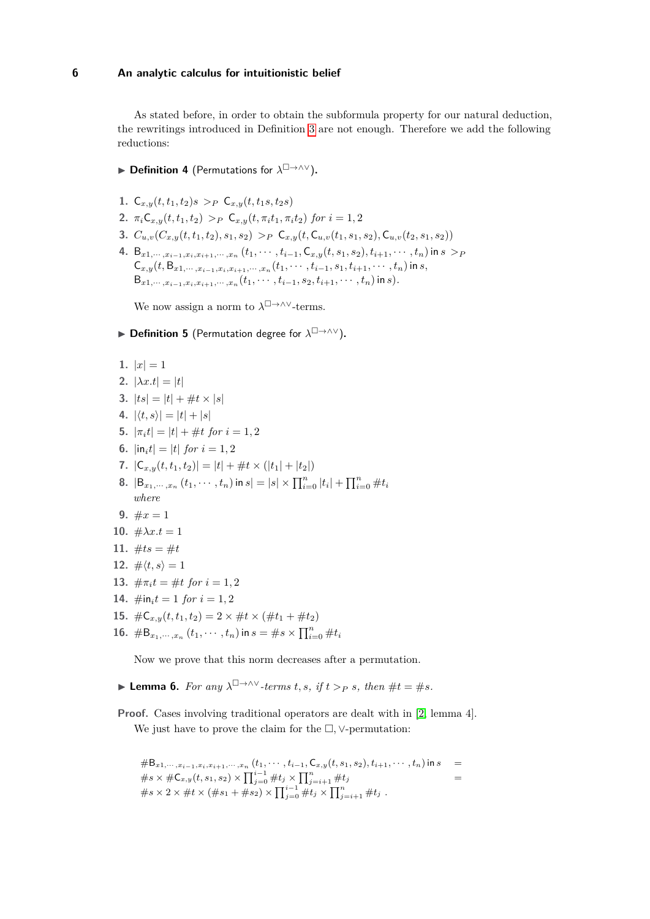As stated before, in order to obtain the subformula property for our natural deduction, the rewritings introduced in Definition 3 are not enough. Therefore we add the following reductions:

▶ **Definition 4** (Permutations for $\lambda^{\Box\to\wedge\vee}$).

1. $\mathsf{C}_{x,y}(t,t_1,t_2)s >_P \mathsf{C}_{x,y}(t,t_1 s,t_2 s)$
2. $\pi_i \mathsf{C}_{x,y}(t,t_1,t_2) >_P \mathsf{C}_{x,y}(t,\pi_i t_1,\pi_i t_2)$ *for* $i = 1,2$
3. $C_{u,v}(C_{x,y}(t,t_1,t_2),s_1,s_2) >_P \mathsf{C}_{x,y}(t,\mathsf{C}_{u,v}(t_1,s_1,s_2),\mathsf{C}_{u,v}(t_2,s_1,s_2))$
4. $\mathsf{B}_{x1,\cdots,x_{i-1},x_i,x_{i+1},\cdots,x_n}(t_1,\cdots,t_{i-1},\mathsf{C}_{x,y}(t,s_1,s_2),t_{i+1},\cdots,t_n)\ \mathsf{in}\ s >_P$ $\mathsf{C}_{x,y}(t,\mathsf{B}_{x1,\cdots,x_{i-1},x_i,x_{i+1},\cdots,x_n}(t_1,\cdots,t_{i-1},s_1,t_{i+1},\cdots,t_n)\ \mathsf{in}\ s,$ $\mathsf{B}_{x1,\cdots,x_{i-1},x_i,x_{i+1},\cdots,x_n}(t_1,\cdots,t_{i-1},s_2,t_{i+1},\cdots,t_n)\ \mathsf{in}\ s)$.

We now assign a norm to $\lambda^{\Box\to\wedge\vee}$-terms.

▶ **Definition 5** (Permutation degree for $\lambda^{\Box\to\wedge\vee}$).

1. $|x| = 1$
2. $|\lambda x.t| = |t|$
3. $|ts| = |t| + \#t \times |s|$
4. $|\langle t,s\rangle| = |t| + |s|$
5. $|\pi_i t| = |t| + \#t$ *for* $i = 1,2$
6. $|\mathsf{in}_i t| = |t|$ *for* $i = 1,2$
7. $|\mathsf{C}_{x,y}(t,t_1,t_2)| = |t| + \#t \times (|t_1| + |t_2|)$
8. $|\mathsf{B}_{x_1,\cdots,x_n}(t_1,\cdots,t_n)\ \mathsf{in}\ s| = |s| \times \prod_{i=0}^{n} |t_i| + \prod_{i=0}^{n} \#t_i$
   *where*
9. $\#x = 1$
10. $\#\lambda x.t = 1$
11. $\#ts = \#t$
12. $\#\langle t,s\rangle = 1$
13. $\#\pi_i t = \#t$ *for* $i = 1,2$
14. $\#\mathsf{in}_i t = 1$ *for* $i = 1,2$
15. $\#\mathsf{C}_{x,y}(t,t_1,t_2) = 2 \times \#t \times (\#t_1 + \#t_2)$
16. $\#\mathsf{B}_{x_1,\cdots,x_n}(t_1,\cdots,t_n)\ \mathsf{in}\ s = \#s \times \prod_{i=0}^{n} \#t_i$

Now we prove that this norm decreases after a permutation.

▶ **Lemma 6.** *For any* $\lambda^{\Box\to\wedge\vee}$*-terms* $t,s$*, if* $t >_P s$*, then* $\#t = \#s$*.*

**Proof.** Cases involving traditional operators are dealt with in [2, lemma 4].

We just have to prove the claim for the $\Box,\vee$-permutation:

$$
\begin{aligned}
&\#\mathsf{B}_{x1,\cdots,x_{i-1},x_i,x_{i+1},\cdots,x_n}(t_1,\cdots,t_{i-1},\mathsf{C}_{x,y}(t,s_1,s_2),t_{i+1},\cdots,t_n)\ \mathsf{in}\ s &=\\
&\#s \times \#\mathsf{C}_{x,y}(t,s_1,s_2) \times \textstyle\prod_{j=0}^{i-1} \#t_j \times \prod_{j=i+1}^{n} \#t_j &=\\
&\#s \times 2 \times \#t \times (\#s_1 + \#s_2) \times \textstyle\prod_{j=0}^{i-1} \#t_j \times \prod_{j=i+1}^{n} \#t_j\ .
\end{aligned}
$$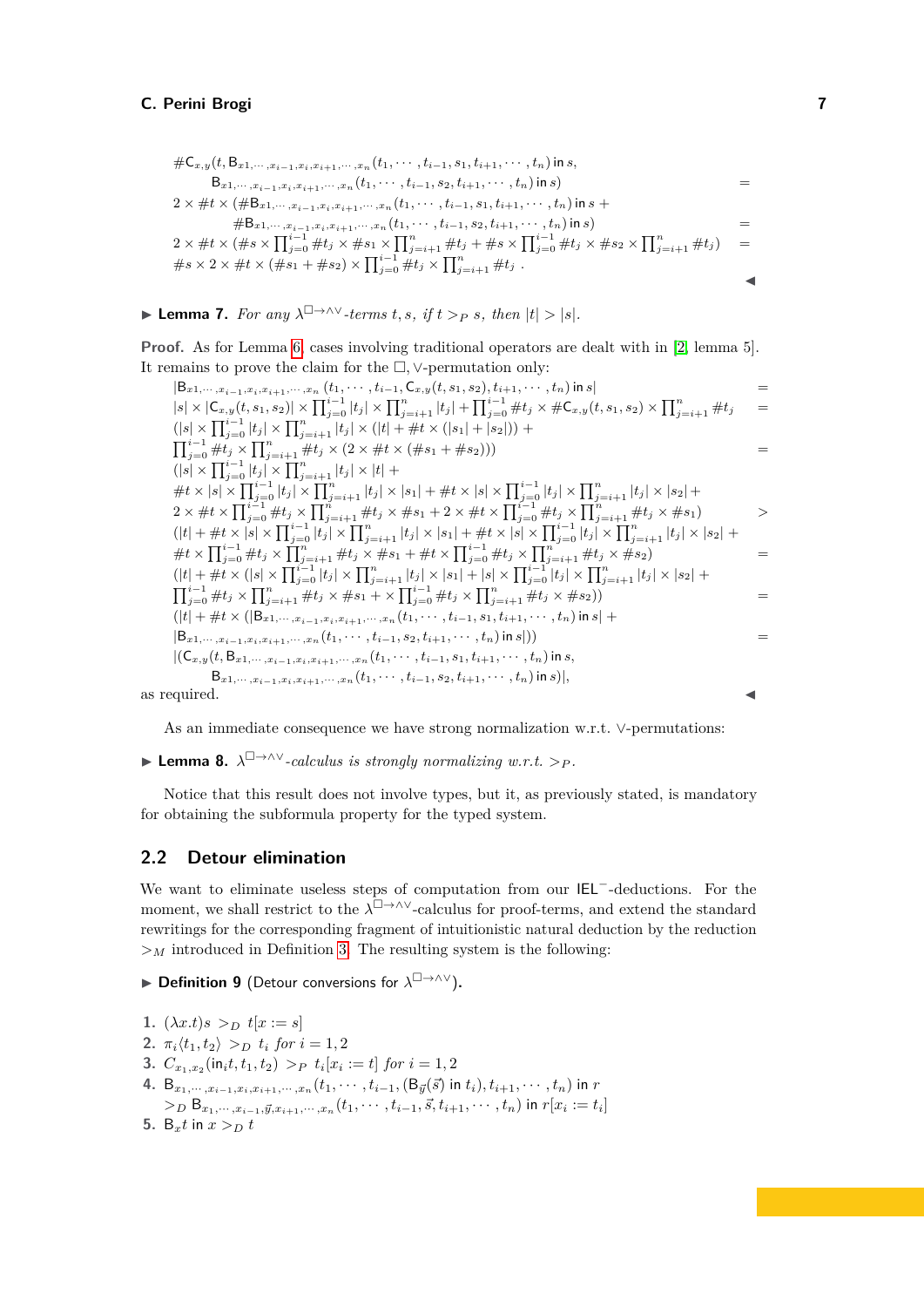$$
\begin{aligned}
&\#\mathsf{C}_{x,y}(t, \mathsf{B}_{x_1,\cdots,x_{i-1},x_i,x_{i+1},\cdots,x_n}(t_1,\cdots,t_{i-1},s_1,t_{i+1},\cdots,t_n) \text{ in } s,\\
&\qquad \mathsf{B}_{x_1,\cdots,x_{i-1},x_i,x_{i+1},\cdots,x_n}(t_1,\cdots,t_{i-1},s_2,t_{i+1},\cdots,t_n) \text{ in } s) &=\\
&2 \times \#t \times (\#\mathsf{B}_{x_1,\cdots,x_{i-1},x_i,x_{i+1},\cdots,x_n}(t_1,\cdots,t_{i-1},s_1,t_{i+1},\cdots,t_n) \text{ in } s \; +\\
&\qquad \#\mathsf{B}_{x_1,\cdots,x_{i-1},x_i,x_{i+1},\cdots,x_n}(t_1,\cdots,t_{i-1},s_2,t_{i+1},\cdots,t_n) \text{ in } s) &=\\
&2 \times \#t \times (\#s \times \textstyle\prod_{j=0}^{i-1} \#t_j \times \#s_1 \times \prod_{j=i+1}^{n} \#t_j + \#s \times \prod_{j=0}^{i-1} \#t_j \times \#s_2 \times \prod_{j=i+1}^{n} \#t_j) &=\\
&\#s \times 2 \times \#t \times (\#s_1 + \#s_2) \times \textstyle\prod_{j=0}^{i-1} \#t_j \times \prod_{j=i+1}^{n} \#t_j \;.
\end{aligned}
$$

◀

▶ **Lemma 7.** *For any* $\lambda^{\Box\to\wedge\vee}$*-terms* $t, s$*, if* $t >_P s$*, then* $|t| > |s|$*.*

**Proof.** As for Lemma 6, cases involving traditional operators are dealt with in [2, lemma 5]. It remains to prove the claim for the $\Box, \vee$-permutation only:

$$
\begin{aligned}
&|\mathsf{B}_{x_1,\cdots,x_{i-1},x_i,x_{i+1},\cdots,x_n}(t_1,\cdots,t_{i-1},\mathsf{C}_{x,y}(t,s_1,s_2),t_{i+1},\cdots,t_n) \text{ in } s| &=\\
&|s| \times |\mathsf{C}_{x,y}(t,s_1,s_2)| \times \textstyle\prod_{j=0}^{i-1}|t_j| \times \prod_{j=i+1}^{n}|t_j| + \prod_{j=0}^{i-1}\#t_j \times \#\mathsf{C}_{x,y}(t,s_1,s_2) \times \prod_{j=i+1}^{n}\#t_j &=\\
&(|s| \times \textstyle\prod_{j=0}^{i-1}|t_j| \times \prod_{j=i+1}^{n}|t_j| \times (|t| + \#t \times (|s_1| + |s_2|)) \;+\\
&\textstyle\prod_{j=0}^{i-1}\#t_j \times \prod_{j=i+1}^{n}\#t_j \times (2 \times \#t \times (\#s_1 + \#s_2))) &=\\
&(|s| \times \textstyle\prod_{j=0}^{i-1}|t_j| \times \prod_{j=i+1}^{n}|t_j| \times |t| \;+\\
&\#t \times |s| \times \textstyle\prod_{j=0}^{i-1}|t_j| \times \prod_{j=i+1}^{n}|t_j| \times |s_1| + \#t \times |s| \times \prod_{j=0}^{i-1}|t_j| \times \prod_{j=i+1}^{n}|t_j| \times |s_2| \;+\\
&2 \times \#t \times \textstyle\prod_{j=0}^{i-1}\#t_j \times \prod_{j=i+1}^{n}\#t_j \times \#s_1 + 2 \times \#t \times \prod_{j=0}^{i-1}\#t_j \times \prod_{j=i+1}^{n}\#t_j \times \#s_1) &>\\
&(|t| + \#t \times |s| \textstyle\prod_{j=0}^{i-1}|t_j| \times \prod_{j=i+1}^{n}|t_j| \times |s_1| + \#t \times |s| \times \prod_{j=0}^{i-1}|t_j| \times \prod_{j=i+1}^{n}|t_j| \times |s_2| \;+\\
&\#t \times \textstyle\prod_{j=0}^{i-1}\#t_j \times \prod_{j=i+1}^{n}\#t_j \times \#s_1 + \#t \times \prod_{j=0}^{i-1}\#t_j \times \prod_{j=i+1}^{n}\#t_j \times \#s_2) &=\\
&(|t| + \#t \times (|s| \times \textstyle\prod_{j=0}^{i-1}|t_j| \times \prod_{j=i+1}^{n}|t_j| \times |s_1| + |s| \times \prod_{j=0}^{i-1}|t_j| \times \prod_{j=i+1}^{n}|t_j| \times |s_2| \;+\\
&\textstyle\prod_{j=0}^{i-1}\#t_j \times \prod_{j=i+1}^{n}\#t_j \times \#s_1 + \times \prod_{j=0}^{i-1}\#t_j \times \prod_{j=i+1}^{n}\#t_j \times \#s_2)) &=\\
&(|t| + \#t \times (|\mathsf{B}_{x_1,\cdots,x_{i-1},x_i,x_{i+1},\cdots,x_n}(t_1,\cdots,t_{i-1},s_1,t_{i+1},\cdots,t_n) \text{ in } s| \;+\\
&|\mathsf{B}_{x_1,\cdots,x_{i-1},x_i,x_{i+1},\cdots,x_n}(t_1,\cdots,t_{i-1},s_2,t_{i+1},\cdots,t_n) \text{ in } s|)) &=\\
&|(\mathsf{C}_{x,y}(t, \mathsf{B}_{x_1,\cdots,x_{i-1},x_i,x_{i+1},\cdots,x_n}(t_1,\cdots,t_{i-1},s_1,t_{i+1},\cdots,t_n) \text{ in } s,\\
&\qquad \mathsf{B}_{x_1,\cdots,x_{i-1},x_i,x_{i+1},\cdots,x_n}(t_1,\cdots,t_{i-1},s_2,t_{i+1},\cdots,t_n) \text{ in } s)|,
\end{aligned}
$$

as required. ◀

As an immediate consequence we have strong normalization w.r.t. $\vee$-permutations:

▶ **Lemma 8.** $\lambda^{\Box\to\wedge\vee}$*-calculus is strongly normalizing w.r.t.* $>_P$*.*

Notice that this result does not involve types, but it, as previously stated, is mandatory for obtaining the subformula property for the typed system.

## 2.2 Detour elimination

We want to eliminate useless steps of computation from our $\mathsf{IEL}^-$-deductions. For the moment, we shall restrict to the $\lambda^{\Box\to\wedge\vee}$-calculus for proof-terms, and extend the standard rewritings for the corresponding fragment of intuitionistic natural deduction by the reduction $>_M$ introduced in Definition 3. The resulting system is the following:

▶ **Definition 9** (Detour conversions for $\lambda^{\Box\to\wedge\vee}$).

1. $(\lambda x.t)s >_D t[x := s]$
2. $\pi_i\langle t_1, t_2\rangle >_D t_i$ *for* $i = 1, 2$
3. $C_{x_1 x_2}(\mathsf{in}_i t, t_1, t_2) >_P t_i[x_i := t]$ *for* $i = 1, 2$
4. $\mathsf{B}_{x_1,\cdots,x_{i-1},x_i,x_{i+1},\cdots,x_n}(t_1,\cdots,t_{i-1},(\mathsf{B}_{\vec{y}}(\vec{s}) \text{ in } t_i),t_{i+1},\cdots,t_n) \text{ in } r$
   $>_D \mathsf{B}_{x_1,\cdots,x_{i-1},\vec{y},x_{i+1},\cdots,x_n}(t_1,\cdots,t_{i-1},\vec{s},t_{i+1},\cdots,t_n) \text{ in } r[x_i := t_i]$
5. $\mathsf{B}_x t \text{ in } x >_D t$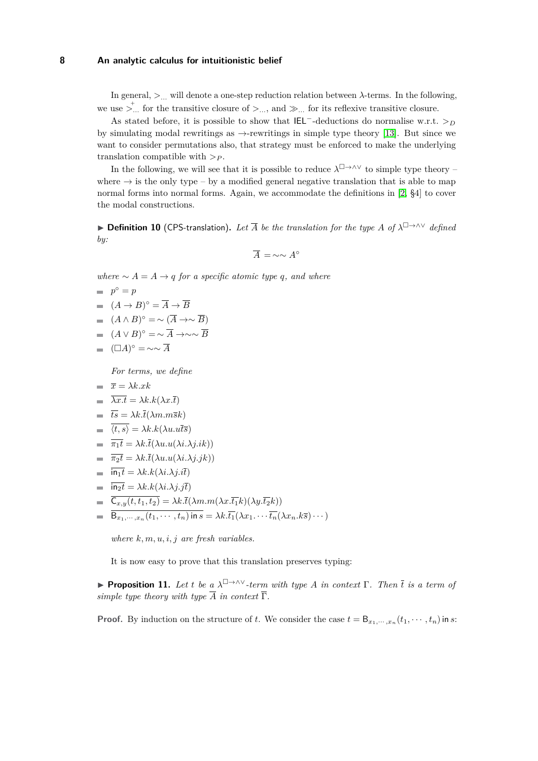In general, $>_{\ldots}$ will denote a one-step reduction relation between $\lambda$-terms. In the following, we use $\overset{+}{>}_{\ldots}$ for the transitive closure of $>_{\ldots}$, and $\gg_{\ldots}$ for its reflexive transitive closure.

As stated before, it is possible to show that $\mathsf{IEL}^{-}$-deductions do normalise w.r.t. $>_D$ by simulating modal rewritings as $\rightarrow$-rewritings in simple type theory [13]. But since we want to consider permutations also, that strategy must be enforced to make the underlying translation compatible with $>_P$.

In the following, we will see that it is possible to reduce $\lambda^{\Box\rightarrow\wedge\vee}$ to simple type theory – where $\rightarrow$ is the only type – by a modified general negative translation that is able to map normal forms into normal forms. Again, we accommodate the definitions in [2, §4] to cover the modal constructions.

► **Definition 10** (CPS-translation)**.** *Let $\overline{A}$ be the translation for the type $A$ of $\lambda^{\Box\rightarrow\wedge\vee}$ defined by:*

$$\overline{A} = \sim\sim A^{\circ}$$

*where $\sim A = A \rightarrow q$ for a specific atomic type $q$, and where*

- $p^{\circ} = p$
- $(A \rightarrow B)^{\circ} = \overline{A} \rightarrow \overline{B}$
- $(A \wedge B)^{\circ} = \sim (\overline{A} \rightarrow \sim \overline{B})$
- $(A \vee B)^{\circ} = \sim \overline{A} \rightarrow \sim\sim \overline{B}$
- $(\Box A)^{\circ} = \sim\sim \overline{A}$

*For terms, we define*

- $\overline{x} = \lambda k.xk$
- $\overline{\lambda x.t} = \lambda k.k(\lambda x.\overline{t})$
- $\overline{ts} = \lambda k.\overline{t}(\lambda m.m\overline{s}k)$
- $\overline{\langle t, s\rangle} = \lambda k.k(\lambda u.u\overline{t}\overline{s})$
- $\overline{\pi_1 t} = \lambda k.\overline{t}(\lambda u.u(\lambda i.\lambda j.ik))$
- $\overline{\pi_2 t} = \lambda k.\overline{t}(\lambda u.u(\lambda i.\lambda j.jk))$
- $\overline{\mathsf{in}_1 t} = \lambda k.k(\lambda i.\lambda j.i\overline{t})$
- $\overline{\mathsf{in}_2 t} = \lambda k.k(\lambda i.\lambda j.j\overline{t})$
- $\overline{\mathsf{C}_{x,y}(t, t_1, t_2)} = \lambda k.\overline{t}(\lambda m.m(\lambda x.\overline{t_1}k)(\lambda y.\overline{t_2}k))$
- $\overline{\mathsf{B}_{x_1,\cdots,x_n}(t_1, \cdots, t_n)\,\mathsf{in}\,s} = \lambda k.\overline{t_1}(\lambda x_1.\cdots\overline{t_n}(\lambda x_n.k\overline{s})\cdots)$

*where $k, m, u, j$ are fresh variables.*

It is now easy to prove that this translation preserves typing:

► **Proposition 11.** *Let $t$ be a $\lambda^{\Box\rightarrow\wedge\vee}$-term with type $A$ in context $\Gamma$. Then $\overline{t}$ is a term of simple type theory with type $\overline{A}$ in context $\overline{\Gamma}$.*

**Proof.** By induction on the structure of $t$. We consider the case $t = \mathsf{B}_{x_1,\cdots,x_n}(t_1, \cdots, t_n)\,\mathsf{in}\,s$: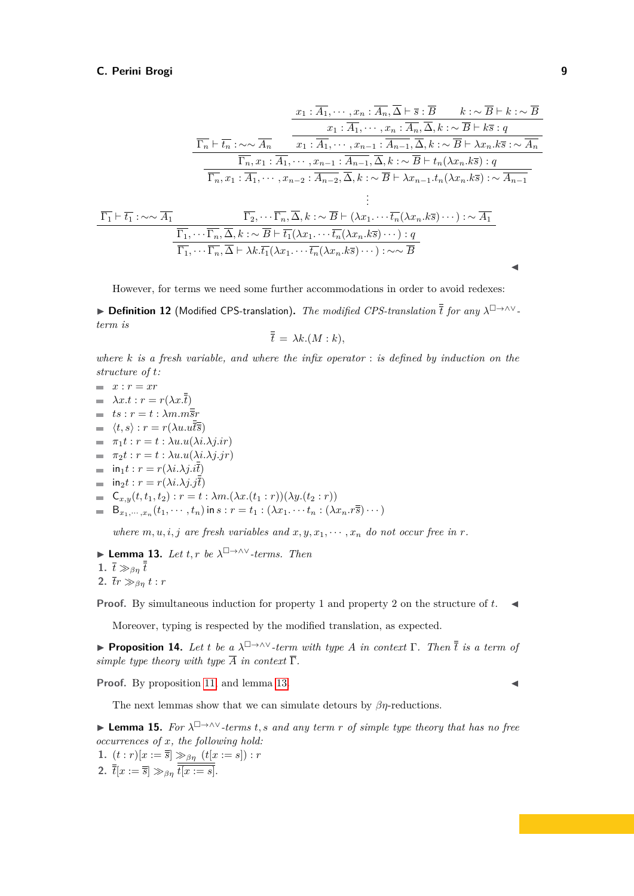$$
\dfrac{\overline{\Gamma_1} \vdash \overline{t_1} : \sim\sim \overline{A_1} \qquad \dfrac{\vdots}{\dfrac{\dfrac{\overline{\Gamma_n} \vdash \overline{t_n} : \sim\sim \overline{A_n} \qquad \dfrac{\dfrac{x_1 : \overline{A_1}, \cdots, x_n : \overline{A_n}, \overline{\Delta} \vdash \overline{s} : \overline{B} \qquad k : \sim \overline{B} \vdash k : \sim \overline{B}}{x_1 : \overline{A_1}, \cdots, x_n : \overline{A_n}, \overline{\Delta}, k : \sim \overline{B} \vdash k\overline{s} : q}}{x_1 : \overline{A_1}, \cdots, x_{n-1} : \overline{A_{n-1}}, \overline{\Delta}, k : \sim \overline{B} \vdash \lambda x_n.k\overline{s} : \sim \overline{A_n}}}{\dfrac{\overline{\Gamma_n}, x_1 : \overline{A_1}, \cdots, x_{n-1} : \overline{A_{n-1}}, \overline{\Delta}, k : \sim \overline{B} \vdash t_n(\lambda x_n.k\overline{s}) : q}{\overline{\Gamma_n}, x_1 : \overline{A_1}, \cdots, x_{n-2} : \overline{A_{n-2}}, \overline{\Delta}, k : \sim \overline{B} \vdash \lambda x_{n-1}.t_n(\lambda x_n.k\overline{s}) : \sim \overline{A_{n-1}}}}}{\overline{\Gamma_2}, \cdots \overline{\Gamma_n}, \overline{\Delta}, k : \sim \overline{B} \vdash (\lambda x_1. \cdots \overline{t_n}(\lambda x_n.k\overline{s}) \cdots) : \sim \overline{A_1}}}{\dfrac{\overline{\Gamma_1}, \cdots \overline{\Gamma_n}, \overline{\Delta}, k : \sim \overline{B} \vdash \overline{t_1}(\lambda x_1. \cdots \overline{t_n}(\lambda x_n.k\overline{s}) \cdots) : q}{\overline{\Gamma_1}, \cdots \overline{\Gamma_n}, \overline{\Delta} \vdash \lambda k.\overline{t_1}(\lambda x_1. \cdots \overline{t_n}(\lambda x_n.k\overline{s}) \cdots) : \sim\sim \overline{B}}}
$$

◀

However, for terms we need some further accommodations in order to avoid redexes:

▶ **Definition 12** (Modified CPS-translation). *The modified CPS-translation $\overline{\overline{t}}$ for any $\lambda^{\Box\to\wedge\vee}$-term is*

$$\overline{\overline{t}} = \lambda k.(M : k),$$

*where $k$ is a fresh variable, and where the infix operator $:$ is defined by induction on the structure of $t$:*

- $x : r = xr$
- $\lambda x.t : r = r(\lambda x.\overline{\overline{t}})$
- $ts : r = t : \lambda m.m\overline{\overline{s}}r$
- $\langle t, s\rangle : r = r(\lambda u.u\overline{\overline{t}}\overline{\overline{s}})$
- $\pi_1 t : r = t : \lambda u.u(\lambda i.\lambda j.ir)$
- $\pi_2 t : r = t : \lambda u.u(\lambda i.\lambda j.jr)$
- $\mathsf{in}_1 t : r = r(\lambda i.\lambda j.i\overline{\overline{t}})$
- $\mathsf{in}_2 t : r = r(\lambda i.\lambda j.j\overline{\overline{t}})$
- $\mathsf{C}_{x,y}(t, t_1, t_2) : r = t : \lambda m.(\lambda x.(t_1 : r))(\lambda y.(t_2 : r))$
- $\mathsf{B}_{x_1,\cdots,x_n}(t_1, \cdots, t_n) \text{ in } s : r = t_1 : (\lambda x_1. \cdots t_n : (\lambda x_n.r\overline{\overline{s}}) \cdots)$

*where $m, u, i, j$ are fresh variables and $x, y, x_1, \cdots, x_n$ do not occur free in $r$.*

▶ **Lemma 13.** *Let $t, r$ be $\lambda^{\Box\to\wedge\vee}$-terms. Then*

1. $\overline{t} \gg_{\beta\eta} \overline{\overline{t}}$
2. $\overline{t}r \gg_{\beta\eta} t : r$

**Proof.** By simultaneous induction for property 1 and property 2 on the structure of $t$. ◀

Moreover, typing is respected by the modified translation, as expected.

▶ **Proposition 14.** *Let $t$ be a $\lambda^{\Box\to\wedge\vee}$-term with type $A$ in context $\Gamma$. Then $\overline{\overline{t}}$ is a term of simple type theory with type $\overline{A}$ in context $\overline{\Gamma}$.*

**Proof.** By proposition 11 and lemma 13. ◀

The next lemmas show that we can simulate detours by $\beta\eta$-reductions.

▶ **Lemma 15.** *For $\lambda^{\Box\to\wedge\vee}$-terms $t, s$ and any term $r$ of simple type theory that has no free occurrences of $x$, the following hold:*

1. $(t : r)[x := \overline{\overline{s}}] \gg_{\beta\eta} (t[x := s]) : r$
2. $\overline{\overline{t}}[x := \overline{\overline{s}}] \gg_{\beta\eta} \overline{\overline{t[x := s]}}$.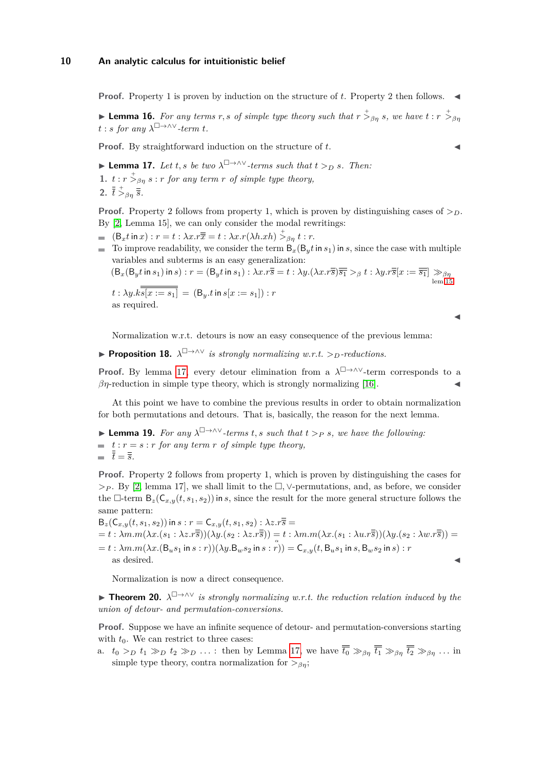**Proof.** Property 1 is proven by induction on the structure of $t$. Property 2 then follows. ◀

▶ **Lemma 16.** *For any terms $r, s$ of simple type theory such that $r \overset{+}{>}_{\beta\eta} s$, we have $t : r \overset{+}{>}_{\beta\eta} t : s$ for any $\lambda^{\Box\to\wedge\vee}$-term $t$.*

**Proof.** By straightforward induction on the structure of $t$. ◀

▶ **Lemma 17.** *Let $t, s$ be two $\lambda^{\Box\to\wedge\vee}$-terms such that $t >_D s$. Then:*

1. *$t : r \overset{+}{>}_{\beta\eta} s : r$ for any term $r$ of simple type theory,*
2. *$\overline{\overline{t}} \overset{+}{>}_{\beta\eta} \overline{\overline{s}}$.*

**Proof.** Property 2 follows from property 1, which is proven by distinguishing cases of $>_D$. By [2, Lemma 15], we can only consider the modal rewritings:

- $(\mathsf{B}_x t \,\mathsf{in}\, x) : r = t : \lambda x.r\overline{\overline{x}} = t : \lambda x.r(\lambda h.xh) \overset{+}{>}_{\beta\eta} t : r$.
- To improve readability, we consider the term $\mathsf{B}_x(\mathsf{B}_y t \,\mathsf{in}\, s_1) \,\mathsf{in}\, s$, since the case with multiple variables and subterms is an easy generalization:
  $(\mathsf{B}_x(\mathsf{B}_y t \,\mathsf{in}\, s_1) \,\mathsf{in}\, s) : r = (\mathsf{B}_y t \,\mathsf{in}\, s_1) : \lambda x.r\overline{\overline{s}} = t : \lambda y.(\lambda x.r\overline{\overline{s}})\overline{\overline{s_1}} >_\beta t : \lambda y.r\overline{\overline{s}}[x := \overline{\overline{s_1}}] \gg_{\beta\eta}^{\text{lem 15}}$
  $t : \lambda y.k\overline{\overline{s[x := s_1]}} = (\mathsf{B}_y.t \,\mathsf{in}\, s[x := s_1]) : r$
  as required.

◀

Normalization w.r.t. detours is now an easy consequence of the previous lemma:

▶ **Proposition 18.** *$\lambda^{\Box\to\wedge\vee}$ is strongly normalizing w.r.t. $>_D$-reductions.*

**Proof.** By lemma 17, every detour elimination from a $\lambda^{\Box\to\wedge\vee}$-term corresponds to a $\beta\eta$-reduction in simple type theory, which is strongly normalizing [16]. ◀

At this point we have to combine the previous results in order to obtain normalization for both permutations and detours. That is, basically, the reason for the next lemma.

▶ **Lemma 19.** *For any $\lambda^{\Box\to\wedge\vee}$-terms $t, s$ such that $t >_P s$, we have the following:*

- *$t : r = s : r$ for any term $r$ of simple type theory,*
- *$\overline{\overline{t}} = \overline{\overline{s}}$.*

**Proof.** Property 2 follows from property 1, which is proven by distinguishing the cases for $>_P$. By [2, lemma 17], we shall limit to the $\Box, \vee$-permutations, and, as before, we consider the $\Box$-term $\mathsf{B}_z(\mathsf{C}_{x,y}(t, s_1, s_2)) \,\mathsf{in}\, s$, since the result for the more general structure follows the same pattern:

$\mathsf{B}_z(\mathsf{C}_{x,y}(t, s_1, s_2)) \,\mathsf{in}\, s : r = \mathsf{C}_{x,y}(t, s_1, s_2) : \lambda z.r\overline{\overline{s}} =$
$= t : \lambda m.m(\lambda x.(s_1 : \lambda z.r\overline{\overline{s}}))(\lambda y.(s_2 : \lambda z.r\overline{\overline{s}})) \underset{\alpha}{=} t : \lambda m.m(\lambda x.(s_1 : \lambda u.r\overline{\overline{s}}))(\lambda y.(s_2 : \lambda w.r\overline{\overline{s}})) =$
$= t : \lambda m.m(\lambda x.(\mathsf{B}_u s_1 \,\mathsf{in}\, s : r))(\lambda y.\mathsf{B}_w s_2 \,\mathsf{in}\, s : r)) = \mathsf{C}_{x,y}(t, \mathsf{B}_u s_1 \,\mathsf{in}\, s, \mathsf{B}_w s_2 \,\mathsf{in}\, s) : r$
as desired. ◀

Normalization is now a direct consequence.

▶ **Theorem 20.** *$\lambda^{\Box\to\wedge\vee}$ is strongly normalizing w.r.t. the reduction relation induced by the union of detour- and permutation-conversions.*

**Proof.** Suppose we have an infinite sequence of detour- and permutation-conversions starting with $t_0$. We can restrict to three cases:

a. $t_0 >_D t_1 \gg_D t_2 \gg_D \ldots$ : then by Lemma 17, we have $\overline{\overline{t_0}} \gg_{\beta\eta} \overline{\overline{t_1}} \gg_{\beta\eta} \overline{\overline{t_2}} \gg_{\beta\eta} \ldots$ in simple type theory, contra normalization for $>_{\beta\eta}$;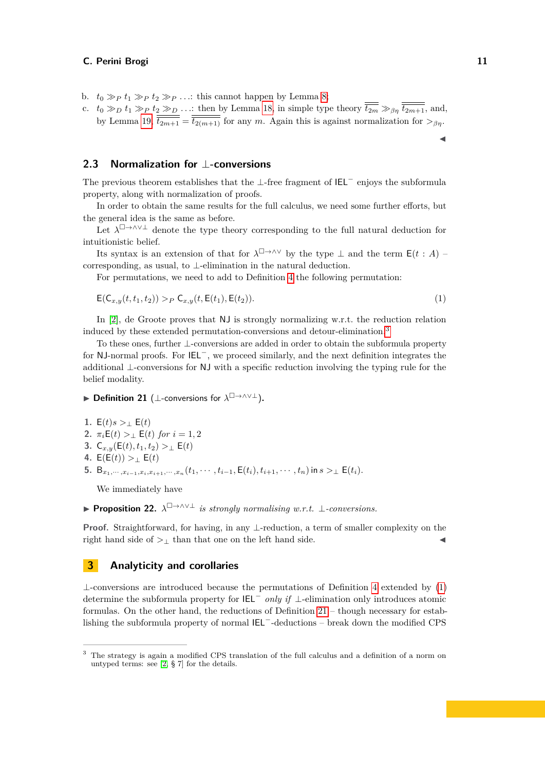b. $t_0 \gg_P t_1 \gg_P t_2 \gg_P \ldots$: this cannot happen by Lemma 8;
c. $t_0 \gg_D t_1 \gg_P t_2 \gg_D \ldots$: then by Lemma 18, in simple type theory $\overline{\overline{t_{2m}}} \gg_{\beta\eta} \overline{\overline{t_{2m+1}}}$, and, by Lemma 19, $\overline{\overline{t_{2m+1}}} = \overline{\overline{t_{2(m+1)}}}$ for any $m$. Again this is against normalization for $>_{\beta\eta}$.

◀

## 2.3 Normalization for ⊥-conversions

The previous theorem establishes that the ⊥-free fragment of $\mathsf{IEL}^-$ enjoys the subformula property, along with normalization of proofs.

In order to obtain the same results for the full calculus, we need some further efforts, but the general idea is the same as before.

Let $\lambda^{\Box\to\wedge\vee\bot}$ denote the type theory corresponding to the full natural deduction for intuitionistic belief.

Its syntax is an extension of that for $\lambda^{\Box\to\wedge\vee}$ by the type $\bot$ and the term $\mathsf{E}(t : A)$ – corresponding, as usual, to ⊥-elimination in the natural deduction.

For permutations, we need to add to Definition 4 the following permutation:

$$\mathsf{E}(\mathsf{C}_{x,y}(t, t_1, t_2)) >_P \mathsf{C}_{x,y}(t, \mathsf{E}(t_1), \mathsf{E}(t_2)). \tag{1}$$

In [2], de Groote proves that $\mathsf{NJ}$ is strongly normalizing w.r.t. the reduction relation induced by these extended permutation-conversions and detour-elimination.[3]

To these ones, further ⊥-conversions are added in order to obtain the subformula property for NJ-normal proofs. For $\mathsf{IEL}^-$, we proceed similarly, and the next definition integrates the additional ⊥-conversions for NJ with a specific reduction involving the typing rule for the belief modality.

▶ **Definition 21** (⊥-conversions for $\lambda^{\Box\to\wedge\vee\bot}$).

1. $\mathsf{E}(t)s >_\bot \mathsf{E}(t)$
2. $\pi_i\mathsf{E}(t) >_\bot \mathsf{E}(t)$ *for* $i = 1, 2$
3. $\mathsf{C}_{x,y}(\mathsf{E}(t), t_1, t_2) >_\bot \mathsf{E}(t)$
4. $\mathsf{E}(\mathsf{E}(t)) >_\bot \mathsf{E}(t)$
5. $\mathsf{B}_{x_1,\cdots,x_{i-1},x_i,x_{i+1},\cdots,x_n}(t_1, \cdots, t_{i-1}, \mathsf{E}(t_i), t_{i+1}, \cdots, t_n)$ in $s >_\bot \mathsf{E}(t_i)$.

We immediately have

▶ **Proposition 22.** $\lambda^{\Box\to\wedge\vee\bot}$ *is strongly normalising w.r.t. ⊥-conversions.*

**Proof.** Straightforward, for having, in any ⊥-reduction, a term of smaller complexity on the right hand side of $>_\bot$ than that one on the left hand side. ◀

# 3 Analyticity and corollaries

⊥-conversions are introduced because the permutations of Definition 4 extended by (1) determine the subformula property for $\mathsf{IEL}^-$ *only if* ⊥-elimination only introduces atomic formulas. On the other hand, the reductions of Definition 21 – though necessary for establishing the subformula property of normal $\mathsf{IEL}^-$-deductions – break down the modified CPS

[3] The strategy is again a modified CPS translation of the full calculus and a definition of a norm on untyped terms: see [2, § 7] for the details.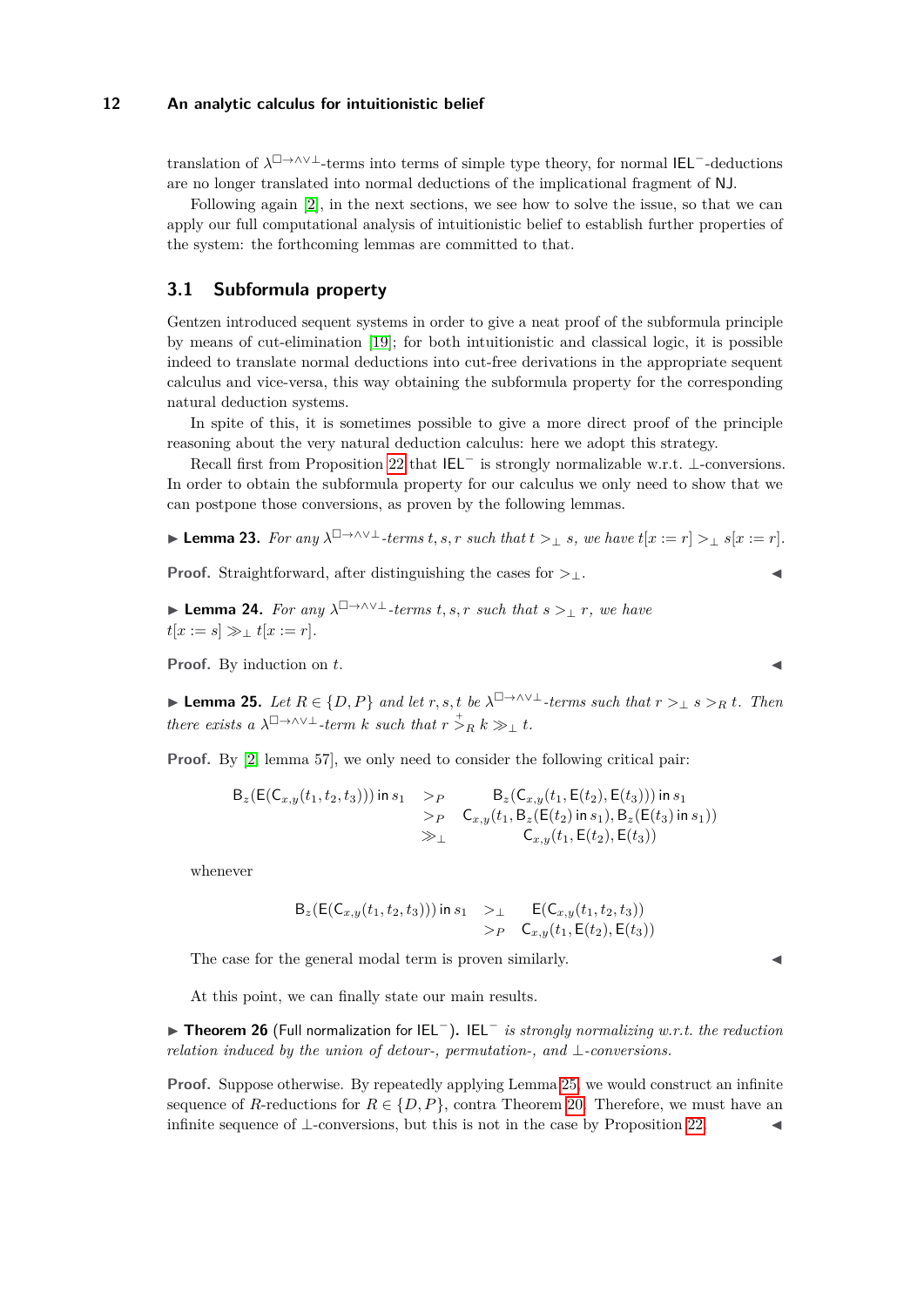translation of $\lambda^{\Box\to\wedge\vee\bot}$-terms into terms of simple type theory, for normal $\mathsf{IEL}^{-}$-deductions are no longer translated into normal deductions of the implicational fragment of $\mathsf{NJ}$.

Following again [2], in the next sections, we see how to solve the issue, so that we can apply our full computational analysis of intuitionistic belief to establish further properties of the system: the forthcoming lemmas are committed to that.

## 3.1 Subformula property

Gentzen introduced sequent systems in order to give a neat proof of the subformula principle by means of cut-elimination [19]; for both intuitionistic and classical logic, it is possible indeed to translate normal deductions into cut-free derivations in the appropriate sequent calculus and vice-versa, this way obtaining the subformula property for the corresponding natural deduction systems.

In spite of this, it is sometimes possible to give a more direct proof of the principle reasoning about the very natural deduction calculus: here we adopt this strategy.

Recall first from Proposition 22 that $\mathsf{IEL}^{-}$ is strongly normalizable w.r.t. $\bot$-conversions. In order to obtain the subformula property for our calculus we only need to show that we can postpone those conversions, as proven by the following lemmas.

▶ **Lemma 23.** *For any $\lambda^{\Box\to\wedge\vee\bot}$-terms $t, s, r$ such that $t >_\bot s$, we have $t[x := r] >_\bot s[x := r]$.*

**Proof.** Straightforward, after distinguishing the cases for $>_\bot$. ◀

▶ **Lemma 24.** *For any $\lambda^{\Box\to\wedge\vee\bot}$-terms $t, s, r$ such that $s >_\bot r$, we have $t[x := s] \gg_\bot t[x := r]$.*

**Proof.** By induction on $t$. ◀

▶ **Lemma 25.** *Let $R \in \{D, P\}$ and let $r, s, t$ be $\lambda^{\Box\to\wedge\vee\bot}$-terms such that $r >_\bot s >_R t$. Then there exists a $\lambda^{\Box\to\wedge\vee\bot}$-term $k$ such that $r \overset{+}{>}_R k \gg_\bot t$.*

**Proof.** By [2, lemma 57], we only need to consider the following critical pair:

$$
\begin{array}{rcl}
\mathsf{B}_z(\mathsf{E}(\mathsf{C}_{x,y}(t_1,t_2,t_3)))\ \mathsf{in}\ s_1 & >_P & \mathsf{B}_z(\mathsf{C}_{x,y}(t_1,\mathsf{E}(t_2),\mathsf{E}(t_3)))\ \mathsf{in}\ s_1 \\
& >_P & \mathsf{C}_{x,y}(t_1, \mathsf{B}_z(\mathsf{E}(t_2)\ \mathsf{in}\ s_1), \mathsf{B}_z(\mathsf{E}(t_3)\ \mathsf{in}\ s_1)) \\
& \gg_\bot & \mathsf{C}_{x,y}(t_1, \mathsf{E}(t_2), \mathsf{E}(t_3))
\end{array}
$$

whenever

$$
\begin{array}{rcl}
\mathsf{B}_z(\mathsf{E}(\mathsf{C}_{x,y}(t_1,t_2,t_3)))\ \mathsf{in}\ s_1 & >_\bot & \mathsf{E}(\mathsf{C}_{x,y}(t_1,t_2,t_3)) \\
& >_P & \mathsf{C}_{x,y}(t_1,\mathsf{E}(t_2),\mathsf{E}(t_3))
\end{array}
$$

The case for the general modal term is proven similarly. ◀

At this point, we can finally state our main results.

▶ **Theorem 26** (Full normalization for $\mathsf{IEL}^{-}$). *$\mathsf{IEL}^{-}$ is strongly normalizing w.r.t. the reduction relation induced by the union of detour-, permutation-, and $\bot$-conversions.*

**Proof.** Suppose otherwise. By repeatedly applying Lemma 25, we would construct an infinite sequence of $R$-reductions for $R \in \{D, P\}$, contra Theorem 20. Therefore, we must have an infinite sequence of $\bot$-conversions, but this is not in the case by Proposition 22. ◀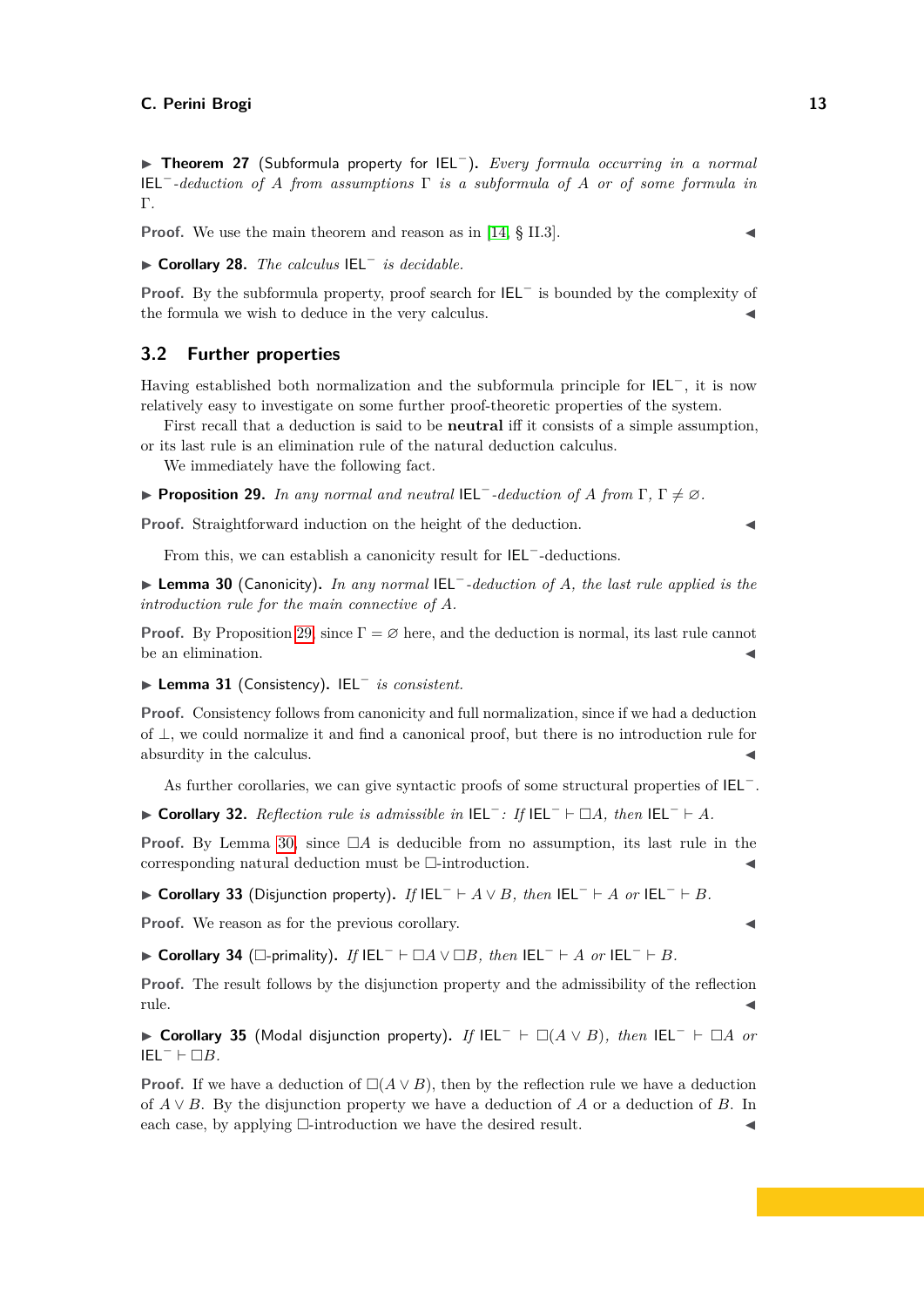▶ **Theorem 27** (Subformula property for $\mathsf{IEL}^-$). *Every formula occurring in a normal $\mathsf{IEL}^-$-deduction of $A$ from assumptions $\Gamma$ is a subformula of $A$ or of some formula in $\Gamma$.*

**Proof.** We use the main theorem and reason as in [14, § II.3]. ◀

▶ **Corollary 28.** *The calculus $\mathsf{IEL}^-$ is decidable.*

**Proof.** By the subformula property, proof search for $\mathsf{IEL}^-$ is bounded by the complexity of the formula we wish to deduce in the very calculus. ◀

## 3.2 Further properties

Having established both normalization and the subformula principle for $\mathsf{IEL}^-$, it is now relatively easy to investigate on some further proof-theoretic properties of the system.

First recall that a deduction is said to be **neutral** iff it consists of a simple assumption, or its last rule is an elimination rule of the natural deduction calculus.

We immediately have the following fact.

▶ **Proposition 29.** *In any normal and neutral $\mathsf{IEL}^-$-deduction of $A$ from $\Gamma$, $\Gamma \neq \varnothing$.*

**Proof.** Straightforward induction on the height of the deduction. ◀

From this, we can establish a canonicity result for $\mathsf{IEL}^-$-deductions.

▶ **Lemma 30** (Canonicity). *In any normal $\mathsf{IEL}^-$-deduction of $A$, the last rule applied is the introduction rule for the main connective of $A$.*

**Proof.** By Proposition 29, since $\Gamma = \varnothing$ here, and the deduction is normal, its last rule cannot be an elimination. ◀

▶ **Lemma 31** (Consistency). *$\mathsf{IEL}^-$ is consistent.*

**Proof.** Consistency follows from canonicity and full normalization, since if we had a deduction of $\bot$, we could normalize it and find a canonical proof, but there is no introduction rule for absurdity in the calculus. ◀

As further corollaries, we can give syntactic proofs of some structural properties of $\mathsf{IEL}^-$.

▶ **Corollary 32.** *Reflection rule is admissible in $\mathsf{IEL}^-$: If $\mathsf{IEL}^- \vdash \Box A$, then $\mathsf{IEL}^- \vdash A$.*

**Proof.** By Lemma 30, since $\Box A$ is deducible from no assumption, its last rule in the corresponding natural deduction must be $\Box$-introduction. ◀

▶ **Corollary 33** (Disjunction property). *If $\mathsf{IEL}^- \vdash A \vee B$, then $\mathsf{IEL}^- \vdash A$ or $\mathsf{IEL}^- \vdash B$.*

**Proof.** We reason as for the previous corollary. ◀

▶ **Corollary 34** ($\Box$-primality). *If $\mathsf{IEL}^- \vdash \Box A \vee \Box B$, then $\mathsf{IEL}^- \vdash A$ or $\mathsf{IEL}^- \vdash B$.*

**Proof.** The result follows by the disjunction property and the admissibility of the reflection rule. ◀

▶ **Corollary 35** (Modal disjunction property). *If $\mathsf{IEL}^- \vdash \Box(A \vee B)$, then $\mathsf{IEL}^- \vdash \Box A$ or $\mathsf{IEL}^- \vdash \Box B$.*

**Proof.** If we have a deduction of $\Box(A \vee B)$, then by the reflection rule we have a deduction of $A \vee B$. By the disjunction property we have a deduction of $A$ or a deduction of $B$. In each case, by applying $\Box$-introduction we have the desired result. ◀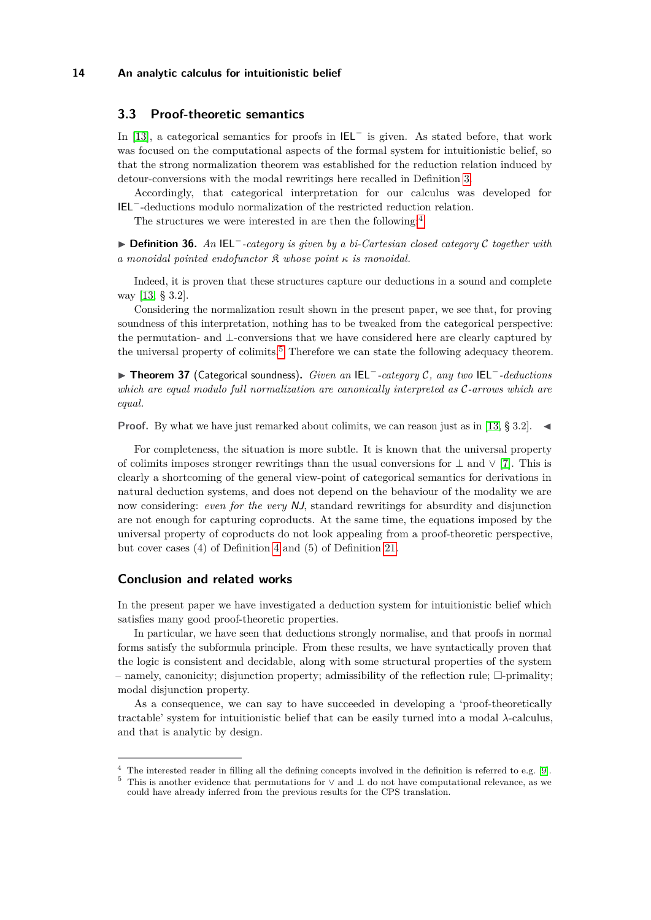## 3.3 Proof-theoretic semantics

In [13], a categorical semantics for proofs in $\mathsf{IEL}^-$ is given. As stated before, that work was focused on the computational aspects of the formal system for intuitionistic belief, so that the strong normalization theorem was established for the reduction relation induced by detour-conversions with the modal rewritings here recalled in Definition 3.

Accordingly, that categorical interpretation for our calculus was developed for $\mathsf{IEL}^-$-deductions modulo normalization of the restricted reduction relation.

The structures we were interested in are then the following.[4]

▶ **Definition 36.** *An* $\mathsf{IEL}^-$*-category is given by a bi-Cartesian closed category* $\mathcal{C}$ *together with a monoidal pointed endofunctor* $\mathfrak{K}$ *whose point* $\kappa$ *is monoidal.*

Indeed, it is proven that these structures capture our deductions in a sound and complete way [13, § 3.2].

Considering the normalization result shown in the present paper, we see that, for proving soundness of this interpretation, nothing has to be tweaked from the categorical perspective: the permutation- and $\bot$-conversions that we have considered here are clearly captured by the universal property of colimits.[5] Therefore we can state the following adequacy theorem.

▶ **Theorem 37** (Categorical soundness)**.** *Given an* $\mathsf{IEL}^-$*-category* $\mathcal{C}$*, any two* $\mathsf{IEL}^-$*-deductions which are equal modulo full normalization are canonically interpreted as* $\mathcal{C}$*-arrows which are equal.*

**Proof.** By what we have just remarked about colimits, we can reason just as in [13, § 3.2]. ◀

For completeness, the situation is more subtle. It is known that the universal property of colimits imposes stronger rewritings than the usual conversions for $\bot$ and $\vee$ [7]. This is clearly a shortcoming of the general view-point of categorical semantics for derivations in natural deduction systems, and does not depend on the behaviour of the modality we are now considering: *even for the very* $\mathsf{NJ}$, standard rewritings for absurdity and disjunction are not enough for capturing coproducts. At the same time, the equations imposed by the universal property of coproducts do not look appealing from a proof-theoretic perspective, but cover cases (4) of Definition 4 and (5) of Definition 21.

## Conclusion and related works

In the present paper we have investigated a deduction system for intuitionistic belief which satisfies many good proof-theoretic properties.

In particular, we have seen that deductions strongly normalise, and that proofs in normal forms satisfy the subformula principle. From these results, we have syntactically proven that the logic is consistent and decidable, along with some structural properties of the system – namely, canonicity; disjunction property; admissibility of the reflection rule; $\Box$-primality; modal disjunction property.

As a consequence, we can say to have succeeded in developing a 'proof-theoretically tractable' system for intuitionistic belief that can be easily turned into a modal $\lambda$-calculus, and that is analytic by design.

---

[4] The interested reader in filling all the defining concepts involved in the definition is referred to e.g. [9].

[5] This is another evidence that permutations for $\vee$ and $\bot$ do not have computational relevance, as we could have already inferred from the previous results for the CPS translation.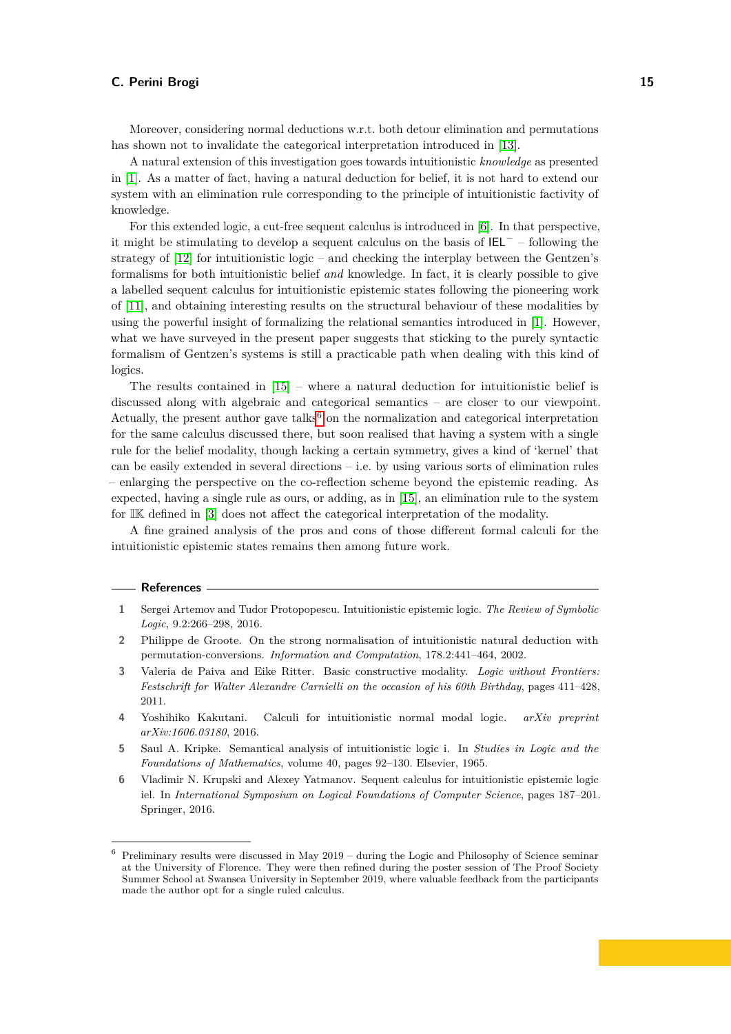Moreover, considering normal deductions w.r.t. both detour elimination and permutations has shown not to invalidate the categorical interpretation introduced in [13].

A natural extension of this investigation goes towards intuitionistic *knowledge* as presented in [1]. As a matter of fact, having a natural deduction for belief, it is not hard to extend our system with an elimination rule corresponding to the principle of intuitionistic factivity of knowledge.

For this extended logic, a cut-free sequent calculus is introduced in [6]. In that perspective, it might be stimulating to develop a sequent calculus on the basis of $\mathsf{IEL}^-$ – following the strategy of [12] for intuitionistic logic – and checking the interplay between the Gentzen's formalisms for both intuitionistic belief *and* knowledge. In fact, it is clearly possible to give a labelled sequent calculus for intuitionistic epistemic states following the pioneering work of [11], and obtaining interesting results on the structural behaviour of these modalities by using the powerful insight of formalizing the relational semantics introduced in [1]. However, what we have surveyed in the present paper suggests that sticking to the purely syntactic formalism of Gentzen's systems is still a practicable path when dealing with this kind of logics.

The results contained in [15] – where a natural deduction for intuitionistic belief is discussed along with algebraic and categorical semantics – are closer to our viewpoint. Actually, the present author gave talks[6] on the normalization and categorical interpretation for the same calculus discussed there, but soon realised that having a system with a single rule for the belief modality, though lacking a certain symmetry, gives a kind of 'kernel' that can be easily extended in several directions – i.e. by using various sorts of elimination rules – enlarging the perspective on the co-reflection scheme beyond the epistemic reading. As expected, having a single rule as ours, or adding, as in [15], an elimination rule to the system for $\mathbb{IK}$ defined in [3] does not affect the categorical interpretation of the modality.

A fine grained analysis of the pros and cons of those different formal calculi for the intuitionistic epistemic states remains then among future work.

## References

1. Sergei Artemov and Tudor Protopopescu. Intuitionistic epistemic logic. *The Review of Symbolic Logic*, 9.2:266–298, 2016.
2. Philippe de Groote. On the strong normalisation of intuitionistic natural deduction with permutation-conversions. *Information and Computation*, 178.2:441–464, 2002.
3. Valeria de Paiva and Eike Ritter. Basic constructive modality. *Logic without Frontiers: Festschrift for Walter Alexandre Carnielli on the occasion of his 60th Birthday*, pages 411–428, 2011.
4. Yoshihiko Kakutani. Calculi for intuitionistic normal modal logic. *arXiv preprint arXiv:1606.03180*, 2016.
5. Saul A. Kripke. Semantical analysis of intuitionistic logic i. In *Studies in Logic and the Foundations of Mathematics*, volume 40, pages 92–130. Elsevier, 1965.
6. Vladimir N. Krupski and Alexey Yatmanov. Sequent calculus for intuitionistic epistemic logic iel. In *International Symposium on Logical Foundations of Computer Science*, pages 187–201. Springer, 2016.

[6] Preliminary results were discussed in May 2019 – during the Logic and Philosophy of Science seminar at the University of Florence. They were then refined during the poster session of The Proof Society Summer School at Swansea University in September 2019, where valuable feedback from the participants made the author opt for a single ruled calculus.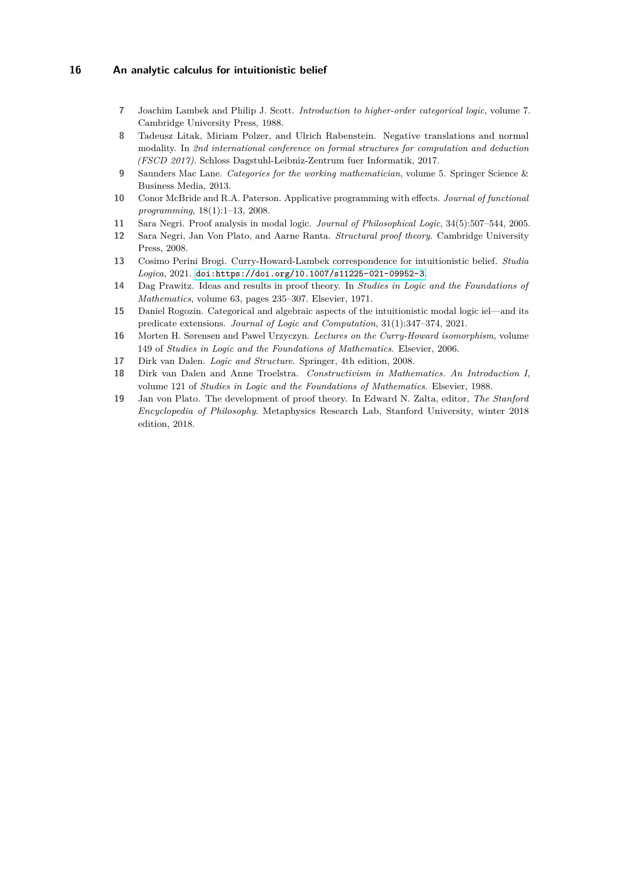7 Joachim Lambek and Philip J. Scott. *Introduction to higher-order categorical logic*, volume 7. Cambridge University Press, 1988.

8 Tadeusz Litak, Miriam Polzer, and Ulrich Rabenstein. Negative translations and normal modality. In *2nd international conference on formal structures for computation and deduction (FSCD 2017)*. Schloss Dagstuhl-Leibniz-Zentrum fuer Informatik, 2017.

9 Saunders Mac Lane. *Categories for the working mathematician*, volume 5. Springer Science & Business Media, 2013.

10 Conor McBride and R.A. Paterson. Applicative programming with effects. *Journal of functional programming*, 18(1):1–13, 2008.

11 Sara Negri. Proof analysis in modal logic. *Journal of Philosophical Logic*, 34(5):507–544, 2005.

12 Sara Negri, Jan Von Plato, and Aarne Ranta. *Structural proof theory*. Cambridge University Press, 2008.

13 Cosimo Perini Brogi. Curry-Howard-Lambek correspondence for intuitionistic belief. *Studia Logica*, 2021. `doi:https://doi.org/10.1007/s11225-021-09952-3`.

14 Dag Prawitz. Ideas and results in proof theory. In *Studies in Logic and the Foundations of Mathematics*, volume 63, pages 235–307. Elsevier, 1971.

15 Daniel Rogozin. Categorical and algebraic aspects of the intuitionistic modal logic iel—and its predicate extensions. *Journal of Logic and Computation*, 31(1):347–374, 2021.

16 Morten H. Sørensen and Pawel Urzyczyn. *Lectures on the Curry-Howard isomorphism*, volume 149 of *Studies in Logic and the Foundations of Mathematics*. Elsevier, 2006.

17 Dirk van Dalen. *Logic and Structure*. Springer, 4th edition, 2008.

18 Dirk van Dalen and Anne Troelstra. *Constructivism in Mathematics. An Introduction I*, volume 121 of *Studies in Logic and the Foundations of Mathematics*. Elsevier, 1988.

19 Jan von Plato. The development of proof theory. In Edward N. Zalta, editor, *The Stanford Encyclopedia of Philosophy*. Metaphysics Research Lab, Stanford University, winter 2018 edition, 2018.